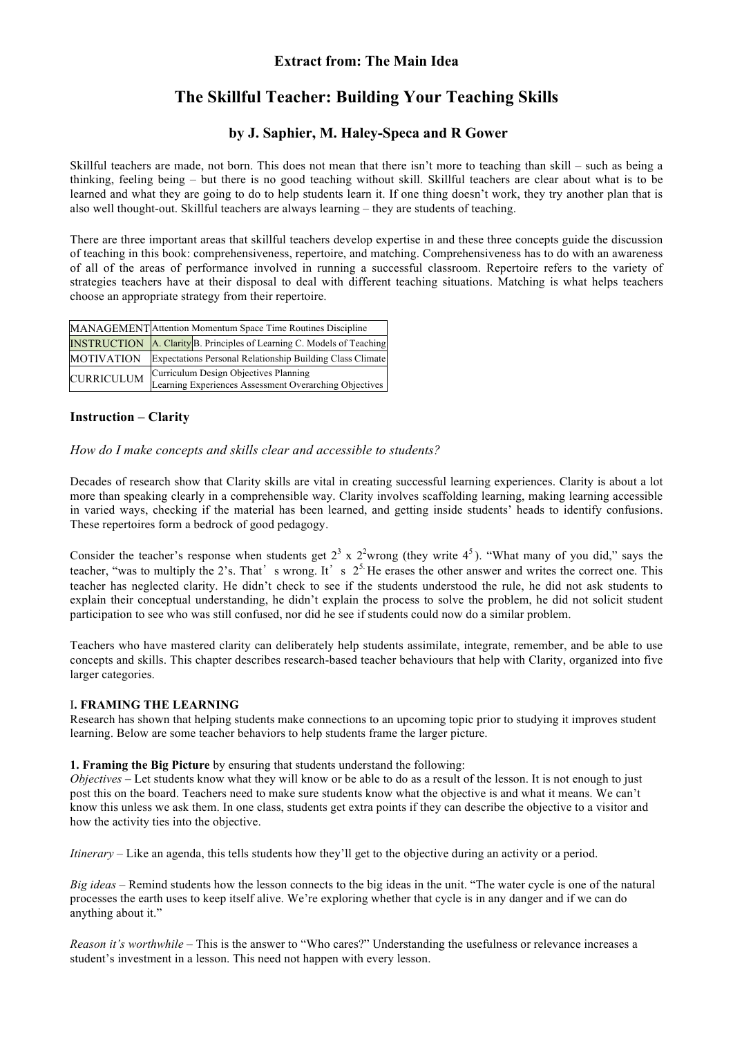# Extract from: The Main Idea

# The Skillful Teacher: Building Your Teaching Skills

### by J. Saphier, M. Haley-Speca and R Gower

Skillful teachers are made, not born. This does not mean that there isn't more to teaching than skill – such as being a thinking, feeling being – but there is no good teaching without skill. Skillful teachers are clear about what is to be learned and what they are going to do to help students learn it. If one thing doesn't work, they try another plan that is also well thought-out. Skillful teachers are always learning – they are students of teaching.

There are three important areas that skillful teachers develop expertise in and these three concepts guide the discussion of teaching in this book: comprehensiveness, repertoire, and matching. Comprehensiveness has to do with an awareness of all of the areas of performance involved in running a successful classroom. Repertoire refers to the variety of strategies teachers have at their disposal to deal with different teaching situations. Matching is what helps teachers choose an appropriate strategy from their repertoire.

| | | |
|---|---|---|
| MANAGEMENT | Attention Momentum Space Time Routines Discipline | |
| INSTRUCTION | A. Clarity | B. Principles of Learning C. Models of Teaching |
| MOTIVATION | Expectations Personal Relationship Building Class Climate | |
| CURRICULUM | Curriculum Design Objectives Planning Learning Experiences Assessment Overarching Objectives | |

## Instruction – Clarity

*How do I make concepts and skills clear and accessible to students?*

Decades of research show that Clarity skills are vital in creating successful learning experiences. Clarity is about a lot more than speaking clearly in a comprehensible way. Clarity involves scaffolding learning, making learning accessible in varied ways, checking if the material has been learned, and getting inside students' heads to identify confusions. These repertoires form a bedrock of good pedagogy.

Consider the teacher's response when students get $2^3 \times 2^2$ wrong (they write $4^5$). "What many of you did," says the teacher, "was to multiply the 2's. That's wrong. It's $2^5$." He erases the other answer and writes the correct one. This teacher has neglected clarity. He didn't check to see if the students understood the rule, he did not ask students to explain their conceptual understanding, he didn't explain the process to solve the problem, he did not solicit student participation to see who was still confused, nor did he see if students could now do a similar problem.

Teachers who have mastered clarity can deliberately help students assimilate, integrate, remember, and be able to use concepts and skills. This chapter describes research-based teacher behaviours that help with Clarity, organized into five larger categories.

### I. FRAMING THE LEARNING

Research has shown that helping students make connections to an upcoming topic prior to studying it improves student learning. Below are some teacher behaviors to help students frame the larger picture.

**1. Framing the Big Picture** by ensuring that students understand the following:

*Objectives* – Let students know what they will know or be able to do as a result of the lesson. It is not enough to just post this on the board. Teachers need to make sure students know what the objective is and what it means. We can't know this unless we ask them. In one class, students get extra points if they can describe the objective to a visitor and how the activity ties into the objective.

*Itinerary* – Like an agenda, this tells students how they'll get to the objective during an activity or a period.

*Big ideas* – Remind students how the lesson connects to the big ideas in the unit. "The water cycle is one of the natural processes the earth uses to keep itself alive. We're exploring whether that cycle is in any danger and if we can do anything about it."

*Reason it's worthwhile* – This is the answer to "Who cares?" Understanding the usefulness or relevance increases a student's investment in a lesson. This need not happen with every lesson.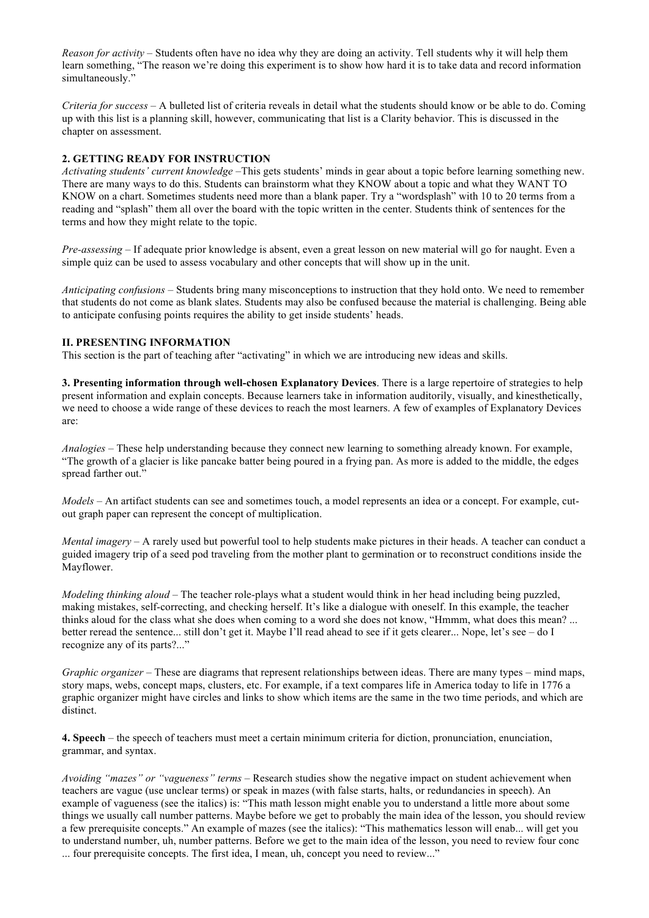*Reason for activity* – Students often have no idea why they are doing an activity. Tell students why it will help them learn something, "The reason we're doing this experiment is to show how hard it is to take data and record information simultaneously."

*Criteria for success* – A bulleted list of criteria reveals in detail what the students should know or be able to do. Coming up with this list is a planning skill, however, communicating that list is a Clarity behavior. This is discussed in the chapter on assessment.

**2. GETTING READY FOR INSTRUCTION**

*Activating students' current knowledge* –This gets students' minds in gear about a topic before learning something new. There are many ways to do this. Students can brainstorm what they KNOW about a topic and what they WANT TO KNOW on a chart. Sometimes students need more than a blank paper. Try a "wordsplash" with 10 to 20 terms from a reading and "splash" them all over the board with the topic written in the center. Students think of sentences for the terms and how they might relate to the topic.

*Pre-assessing* – If adequate prior knowledge is absent, even a great lesson on new material will go for naught. Even a simple quiz can be used to assess vocabulary and other concepts that will show up in the unit.

*Anticipating confusions* – Students bring many misconceptions to instruction that they hold onto. We need to remember that students do not come as blank slates. Students may also be confused because the material is challenging. Being able to anticipate confusing points requires the ability to get inside students' heads.

**II. PRESENTING INFORMATION**

This section is the part of teaching after "activating" in which we are introducing new ideas and skills.

**3. Presenting information through well-chosen Explanatory Devices**. There is a large repertoire of strategies to help present information and explain concepts. Because learners take in information auditorily, visually, and kinesthetically, we need to choose a wide range of these devices to reach the most learners. A few of examples of Explanatory Devices are:

*Analogies* – These help understanding because they connect new learning to something already known. For example, "The growth of a glacier is like pancake batter being poured in a frying pan. As more is added to the middle, the edges spread farther out."

*Models* – An artifact students can see and sometimes touch, a model represents an idea or a concept. For example, cut-out graph paper can represent the concept of multiplication.

*Mental imagery* – A rarely used but powerful tool to help students make pictures in their heads. A teacher can conduct a guided imagery trip of a seed pod traveling from the mother plant to germination or to reconstruct conditions inside the Mayflower.

*Modeling thinking aloud* – The teacher role-plays what a student would think in her head including being puzzled, making mistakes, self-correcting, and checking herself. It's like a dialogue with oneself. In this example, the teacher thinks aloud for the class what she does when coming to a word she does not know, "Hmmm, what does this mean? ... better reread the sentence... still don't get it. Maybe I'll read ahead to see if it gets clearer... Nope, let's see – do I recognize any of its parts?..."

*Graphic organizer* – These are diagrams that represent relationships between ideas. There are many types – mind maps, story maps, webs, concept maps, clusters, etc. For example, if a text compares life in America today to life in 1776 a graphic organizer might have circles and links to show which items are the same in the two time periods, and which are distinct.

**4. Speech** – the speech of teachers must meet a certain minimum criteria for diction, pronunciation, enunciation, grammar, and syntax.

*Avoiding "mazes" or "vagueness" terms* – Research studies show the negative impact on student achievement when teachers are vague (use unclear terms) or speak in mazes (with false starts, halts, or redundancies in speech). An example of vagueness (see the italics) is: "This math lesson might enable you to understand a little more about some things we usually call number patterns. Maybe before we get to probably the main idea of the lesson, you should review a few prerequisite concepts." An example of mazes (see the italics): "This mathematics lesson will enab... will get you to understand number, uh, number patterns. Before we get to the main idea of the lesson, you need to review four conc ... four prerequisite concepts. The first idea, I mean, uh, concept you need to review..."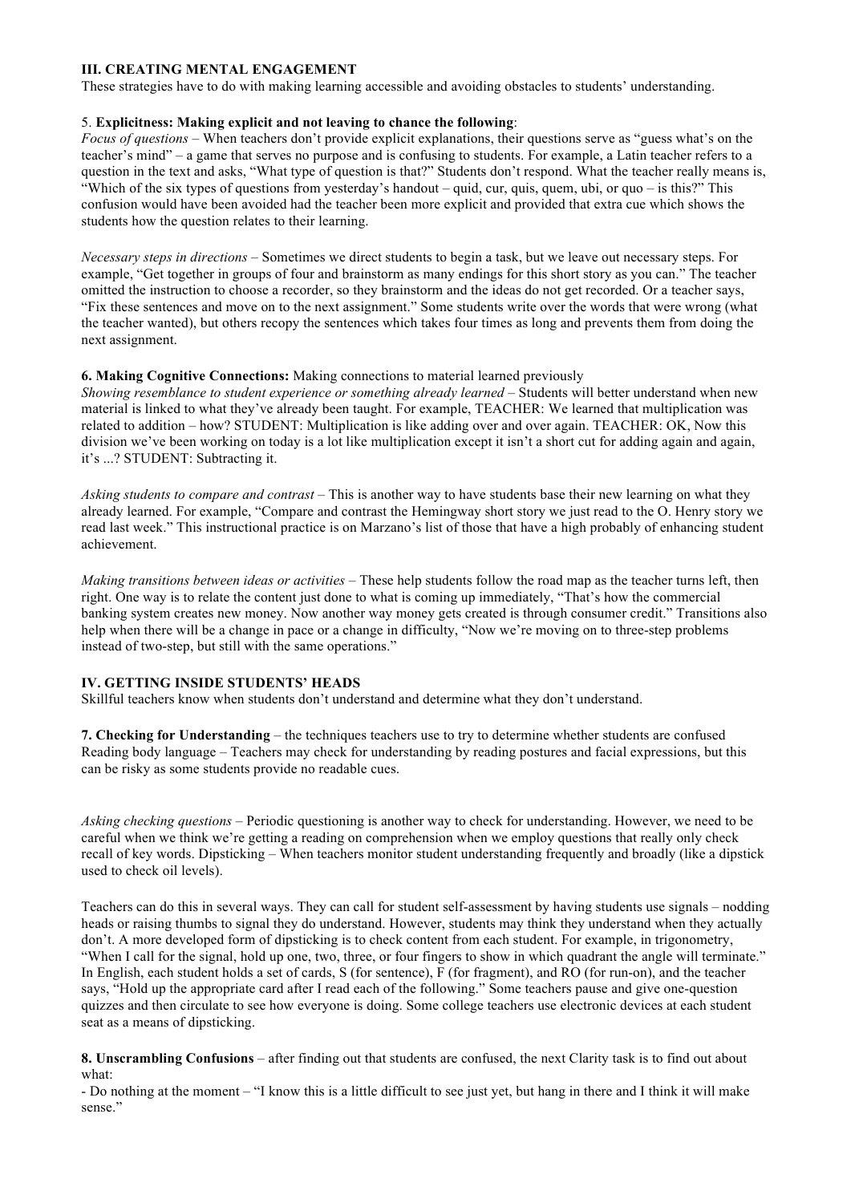## III. CREATING MENTAL ENGAGEMENT

These strategies have to do with making learning accessible and avoiding obstacles to students' understanding.

### 5. Explicitness: Making explicit and not leaving to chance the following:

*Focus of questions* – When teachers don't provide explicit explanations, their questions serve as "guess what's on the teacher's mind" – a game that serves no purpose and is confusing to students. For example, a Latin teacher refers to a question in the text and asks, "What type of question is that?" Students don't respond. What the teacher really means is, "Which of the six types of questions from yesterday's handout – quid, cur, quis, quem, ubi, or quo – is this?" This confusion would have been avoided had the teacher been more explicit and provided that extra cue which shows the students how the question relates to their learning.

*Necessary steps in directions* – Sometimes we direct students to begin a task, but we leave out necessary steps. For example, "Get together in groups of four and brainstorm as many endings for this short story as you can." The teacher omitted the instruction to choose a recorder, so they brainstorm and the ideas do not get recorded. Or a teacher says, "Fix these sentences and move on to the next assignment." Some students write over the words that were wrong (what the teacher wanted), but others recopy the sentences which takes four times as long and prevents them from doing the next assignment.

### 6. Making Cognitive Connections: Making connections to material learned previously

*Showing resemblance to student experience or something already learned* – Students will better understand when new material is linked to what they've already been taught. For example, TEACHER: We learned that multiplication was related to addition – how? STUDENT: Multiplication is like adding over and over again. TEACHER: OK, Now this division we've been working on today is a lot like multiplication except it isn't a short cut for adding again and again, it's ...? STUDENT: Subtracting it.

*Asking students to compare and contrast* – This is another way to have students base their new learning on what they already learned. For example, "Compare and contrast the Hemingway short story we just read to the O. Henry story we read last week." This instructional practice is on Marzano's list of those that have a high probably of enhancing student achievement.

*Making transitions between ideas or activities* – These help students follow the road map as the teacher turns left, then right. One way is to relate the content just done to what is coming up immediately, "That's how the commercial banking system creates new money. Now another way money gets created is through consumer credit." Transitions also help when there will be a change in pace or a change in difficulty, "Now we're moving on to three-step problems instead of two-step, but still with the same operations."

## IV. GETTING INSIDE STUDENTS' HEADS

Skillful teachers know when students don't understand and determine what they don't understand.

**7. Checking for Understanding** – the techniques teachers use to try to determine whether students are confused
Reading body language – Teachers may check for understanding by reading postures and facial expressions, but this can be risky as some students provide no readable cues.

*Asking checking questions* – Periodic questioning is another way to check for understanding. However, we need to be careful when we think we're getting a reading on comprehension when we employ questions that really only check recall of key words. Dipsticking – When teachers monitor student understanding frequently and broadly (like a dipstick used to check oil levels).

Teachers can do this in several ways. They can call for student self-assessment by having students use signals – nodding heads or raising thumbs to signal they do understand. However, students may think they understand when they actually don't. A more developed form of dipsticking is to check content from each student. For example, in trigonometry, "When I call for the signal, hold up one, two, three, or four fingers to show in which quadrant the angle will terminate." In English, each student holds a set of cards, S (for sentence), F (for fragment), and RO (for run-on), and the teacher says, "Hold up the appropriate card after I read each of the following." Some teachers pause and give one-question quizzes and then circulate to see how everyone is doing. Some college teachers use electronic devices at each student seat as a means of dipsticking.

**8. Unscrambling Confusions** – after finding out that students are confused, the next Clarity task is to find out about what:

- Do nothing at the moment – "I know this is a little difficult to see just yet, but hang in there and I think it will make sense."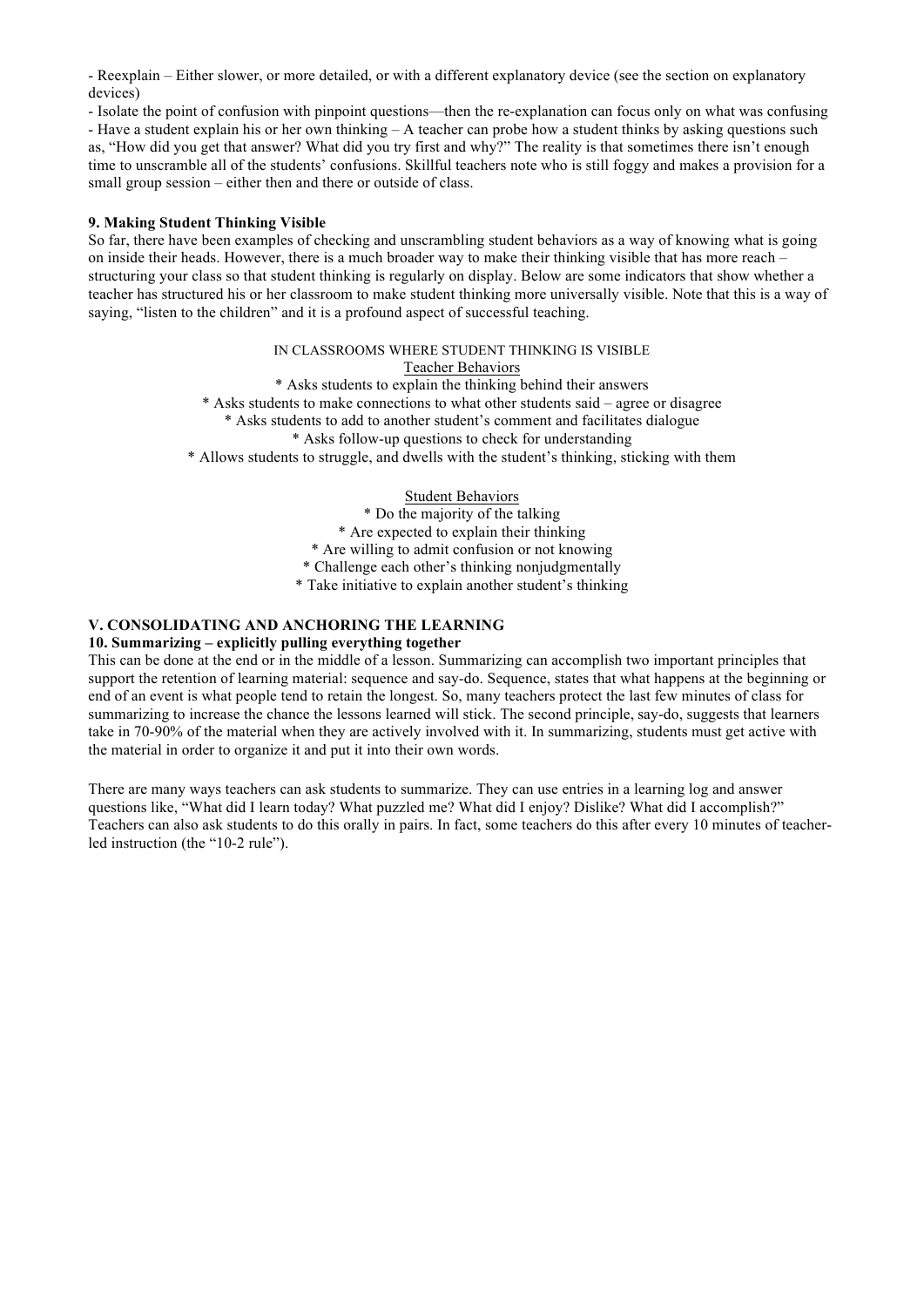- Reexplain – Either slower, or more detailed, or with a different explanatory device (see the section on explanatory devices)
- Isolate the point of confusion with pinpoint questions—then the re-explanation can focus only on what was confusing
- Have a student explain his or her own thinking – A teacher can probe how a student thinks by asking questions such as, "How did you get that answer? What did you try first and why?" The reality is that sometimes there isn't enough time to unscramble all of the students' confusions. Skillful teachers note who is still foggy and makes a provision for a small group session – either then and there or outside of class.

### 9. Making Student Thinking Visible

So far, there have been examples of checking and unscrambling student behaviors as a way of knowing what is going on inside their heads. However, there is a much broader way to make their thinking visible that has more reach – structuring your class so that student thinking is regularly on display. Below are some indicators that show whether a teacher has structured his or her classroom to make student thinking more universally visible. Note that this is a way of saying, "listen to the children" and it is a profound aspect of successful teaching.

IN CLASSROOMS WHERE STUDENT THINKING IS VISIBLE

Teacher Behaviors

* Asks students to explain the thinking behind their answers
* Asks students to make connections to what other students said – agree or disagree
* Asks students to add to another student's comment and facilitates dialogue
* Asks follow-up questions to check for understanding
* Allows students to struggle, and dwells with the student's thinking, sticking with them

Student Behaviors

* Do the majority of the talking
* Are expected to explain their thinking
* Are willing to admit confusion or not knowing
* Challenge each other's thinking nonjudgmentally
* Take initiative to explain another student's thinking

## V. CONSOLIDATING AND ANCHORING THE LEARNING

### 10. Summarizing – explicitly pulling everything together

This can be done at the end or in the middle of a lesson. Summarizing can accomplish two important principles that support the retention of learning material: sequence and say-do. Sequence, states that what happens at the beginning or end of an event is what people tend to retain the longest. So, many teachers protect the last few minutes of class for summarizing to increase the chance the lessons learned will stick. The second principle, say-do, suggests that learners take in 70-90% of the material when they are actively involved with it. In summarizing, students must get active with the material in order to organize it and put it into their own words.

There are many ways teachers can ask students to summarize. They can use entries in a learning log and answer questions like, "What did I learn today? What puzzled me? What did I enjoy? Dislike? What did I accomplish?" Teachers can also ask students to do this orally in pairs. In fact, some teachers do this after every 10 minutes of teacher-led instruction (the "10-2 rule").